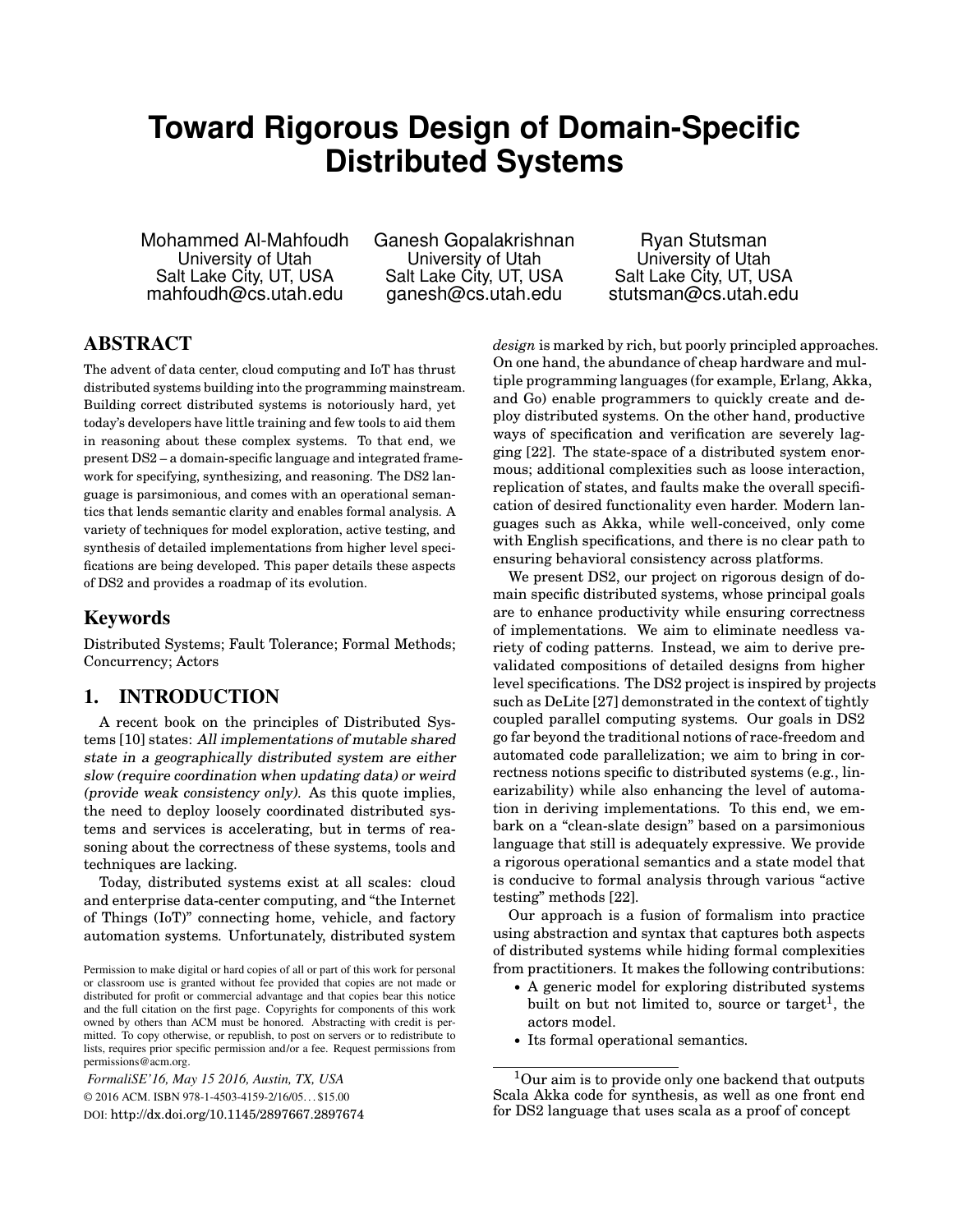# Toward Rigorous Design of Domain-Specific Distributed Systems

Mohammed Al-Mahfoudh
University of Utah
Salt Lake City, UT, USA
mahfoudh@cs.utah.edu

Ganesh Gopalakrishnan
University of Utah
Salt Lake City, UT, USA
ganesh@cs.utah.edu

Ryan Stutsman
University of Utah
Salt Lake City, UT, USA
stutsman@cs.utah.edu

## ABSTRACT

The advent of data center, cloud computing and IoT has thrust distributed systems building into the programming mainstream. Building correct distributed systems is notoriously hard, yet today's developers have little training and few tools to aid them in reasoning about these complex systems. To that end, we present DS2 – a domain-specific language and integrated framework for specifying, synthesizing, and reasoning. The DS2 language is parsimonious, and comes with an operational semantics that lends semantic clarity and enables formal analysis. A variety of techniques for model exploration, active testing, and synthesis of detailed implementations from higher level specifications are being developed. This paper details these aspects of DS2 and provides a roadmap of its evolution.

## Keywords

Distributed Systems; Fault Tolerance; Formal Methods; Concurrency; Actors

## 1. INTRODUCTION

A recent book on the principles of Distributed Systems [10] states: *All implementations of mutable shared state in a geographically distributed system are either slow (require coordination when updating data) or weird (provide weak consistency only).* As this quote implies, the need to deploy loosely coordinated distributed systems and services is accelerating, but in terms of reasoning about the correctness of these systems, tools and techniques are lacking.

Today, distributed systems exist at all scales: cloud and enterprise data-center computing, and "the Internet of Things (IoT)" connecting home, vehicle, and factory automation systems. Unfortunately, distributed system *design* is marked by rich, but poorly principled approaches. On one hand, the abundance of cheap hardware and multiple programming languages (for example, Erlang, Akka, and Go) enable programmers to quickly create and deploy distributed systems. On the other hand, productive ways of specification and verification are severely lagging [22]. The state-space of a distributed system enormous; additional complexities such as loose interaction, replication of states, and faults make the overall specification of desired functionality even harder. Modern languages such as Akka, while well-conceived, only come with English specifications, and there is no clear path to ensuring behavioral consistency across platforms.

We present DS2, our project on rigorous design of domain specific distributed systems, whose principal goals are to enhance productivity while ensuring correctness of implementations. We aim to eliminate needless variety of coding patterns. Instead, we aim to derive prevalidated compositions of detailed designs from higher level specifications. The DS2 project is inspired by projects such as DeLite [27] demonstrated in the context of tightly coupled parallel computing systems. Our goals in DS2 go far beyond the traditional notions of race-freedom and automated code parallelization; we aim to bring in correctness notions specific to distributed systems (e.g., linearizability) while also enhancing the level of automation in deriving implementations. To this end, we embark on a "clean-slate design" based on a parsimonious language that still is adequately expressive. We provide a rigorous operational semantics and a state model that is conducive to formal analysis through various "active testing" methods [22].

Our approach is a fusion of formalism into practice using abstraction and syntax that captures both aspects of distributed systems while hiding formal complexities from practitioners. It makes the following contributions:

- A generic model for exploring distributed systems built on but not limited to, source or target[1], the actors model.
- Its formal operational semantics.

[1]Our aim is to provide only one backend that outputs Scala Akka code for synthesis, as well as one front end for DS2 language that uses scala as a proof of concept

Permission to make digital or hard copies of all or part of this work for personal or classroom use is granted without fee provided that copies are not made or distributed for profit or commercial advantage and that copies bear this notice and the full citation on the first page. Copyrights for components of this work owned by others than ACM must be honored. Abstracting with credit is permitted. To copy otherwise, or republish, to post on servers or to redistribute to lists, requires prior specific permission and/or a fee. Request permissions from permissions@acm.org.

*FormaliSE'16, May 15 2016, Austin, TX, USA*
© 2016 ACM. ISBN 978-1-4503-4159-2/16/05... $15.00
DOI: http://dx.doi.org/10.1145/2897667.2897674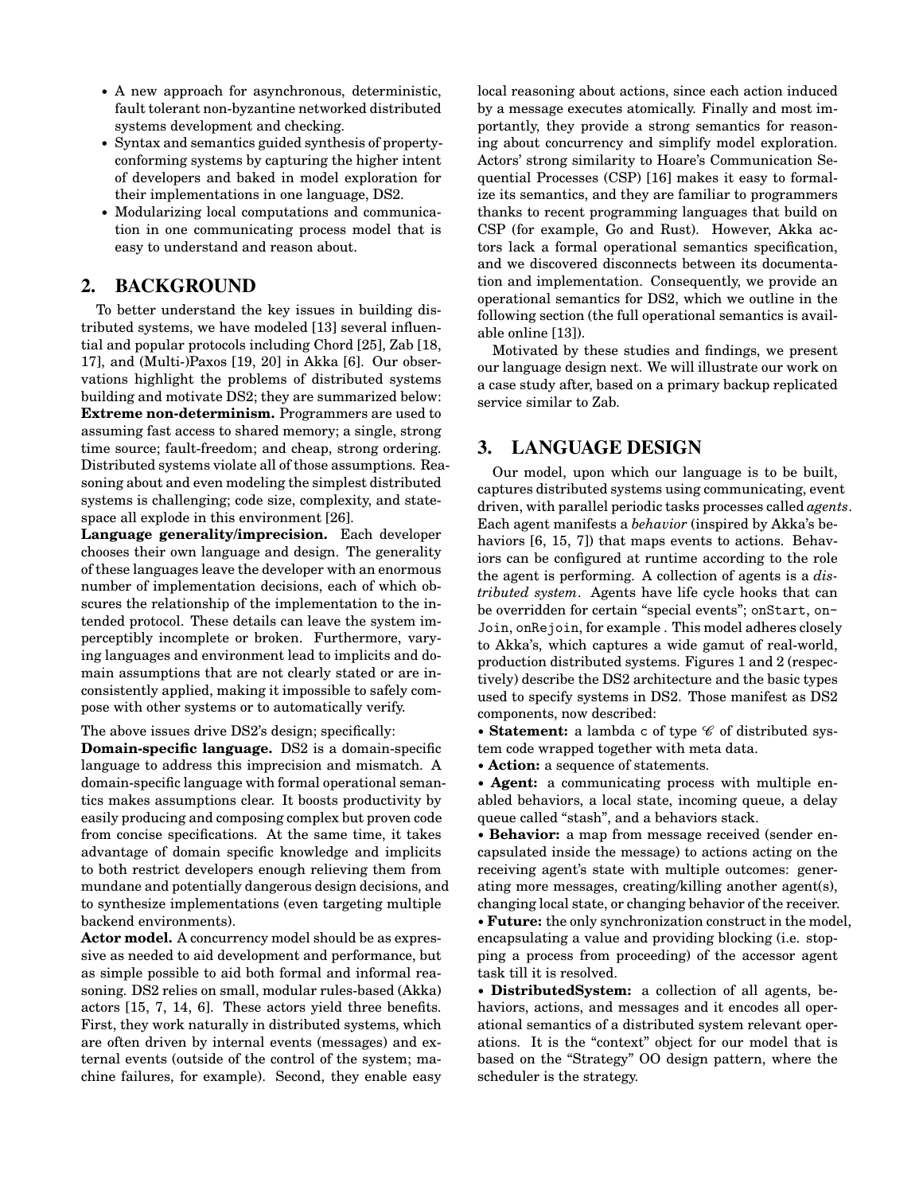- A new approach for asynchronous, deterministic, fault tolerant non-byzantine networked distributed systems development and checking.
- Syntax and semantics guided synthesis of property-conforming systems by capturing the higher intent of developers and baked in model exploration for their implementations in one language, DS2.
- Modularizing local computations and communication in one communicating process model that is easy to understand and reason about.

## 2. BACKGROUND

To better understand the key issues in building distributed systems, we have modeled [13] several influential and popular protocols including Chord [25], Zab [18, 17], and (Multi-)Paxos [19, 20] in Akka [6]. Our observations highlight the problems of distributed systems building and motivate DS2; they are summarized below:

**Extreme non-determinism.** Programmers are used to assuming fast access to shared memory; a single, strong time source; fault-freedom; and cheap, strong ordering. Distributed systems violate all of those assumptions. Reasoning about and even modeling the simplest distributed systems is challenging; code size, complexity, and state-space all explode in this environment [26].

**Language generality/imprecision.** Each developer chooses their own language and design. The generality of these languages leave the developer with an enormous number of implementation decisions, each of which obscures the relationship of the implementation to the intended protocol. These details can leave the system imperceptibly incomplete or broken. Furthermore, varying languages and environment lead to implicits and domain assumptions that are not clearly stated or are inconsistently applied, making it impossible to safely compose with other systems or to automatically verify.

The above issues drive DS2's design; specifically:

**Domain-specific language.** DS2 is a domain-specific language to address this imprecision and mismatch. A domain-specific language with formal operational semantics makes assumptions clear. It boosts productivity by easily producing and composing complex but proven code from concise specifications. At the same time, it takes advantage of domain specific knowledge and implicits to both restrict developers enough relieving them from mundane and potentially dangerous design decisions, and to synthesize implementations (even targeting multiple backend environments).

**Actor model.** A concurrency model should be as expressive as needed to aid development and performance, but as simple possible to aid both formal and informal reasoning. DS2 relies on small, modular rules-based (Akka) actors [15, 7, 14, 6]. These actors yield three benefits. First, they work naturally in distributed systems, which are often driven by internal events (messages) and external events (outside of the control of the system; machine failures, for example). Second, they enable easy local reasoning about actions, since each action induced by a message executes atomically. Finally and most importantly, they provide a strong semantics for reasoning about concurrency and simplify model exploration. Actors' strong similarity to Hoare's Communication Sequential Processes (CSP) [16] makes it easy to formalize its semantics, and they are familiar to programmers thanks to recent programming languages that build on CSP (for example, Go and Rust). However, Akka actors lack a formal operational semantics specification, and we discovered disconnects between its documentation and implementation. Consequently, we provide an operational semantics for DS2, which we outline in the following section (the full operational semantics is available online [13]).

Motivated by these studies and findings, we present our language design next. We will illustrate our work on a case study after, based on a primary backup replicated service similar to Zab.

## 3. LANGUAGE DESIGN

Our model, upon which our language is to be built, captures distributed systems using communicating, event driven, with parallel periodic tasks processes called *agents*. Each agent manifests a *behavior* (inspired by Akka's behaviors [6, 15, 7]) that maps events to actions. Behaviors can be configured at runtime according to the role the agent is performing. A collection of agents is a *distributed system*. Agents have life cycle hooks that can be overridden for certain "special events"; `onStart`, `onJoin`, `onRejoin`, for example . This model adheres closely to Akka's, which captures a wide gamut of real-world, production distributed systems. Figures 1 and 2 (respectively) describe the DS2 architecture and the basic types used to specify systems in DS2. Those manifest as DS2 components, now described:

- **Statement:** a lambda `c` of type $\mathscr{C}$ of distributed system code wrapped together with meta data.
- **Action:** a sequence of statements.
- **Agent:** a communicating process with multiple enabled behaviors, a local state, incoming queue, a delay queue called "stash", and a behaviors stack.
- **Behavior:** a map from message received (sender encapsulated inside the message) to actions acting on the receiving agent's state with multiple outcomes: generating more messages, creating/killing another agent(s), changing local state, or changing behavior of the receiver.
- **Future:** the only synchronization construct in the model, encapsulating a value and providing blocking (i.e. stopping a process from proceeding) of the accessor agent task till it is resolved.
- **DistributedSystem:** a collection of all agents, behaviors, actions, and messages and it encodes all operational semantics of a distributed system relevant operations. It is the "context" object for our model that is based on the "Strategy" OO design pattern, where the scheduler is the strategy.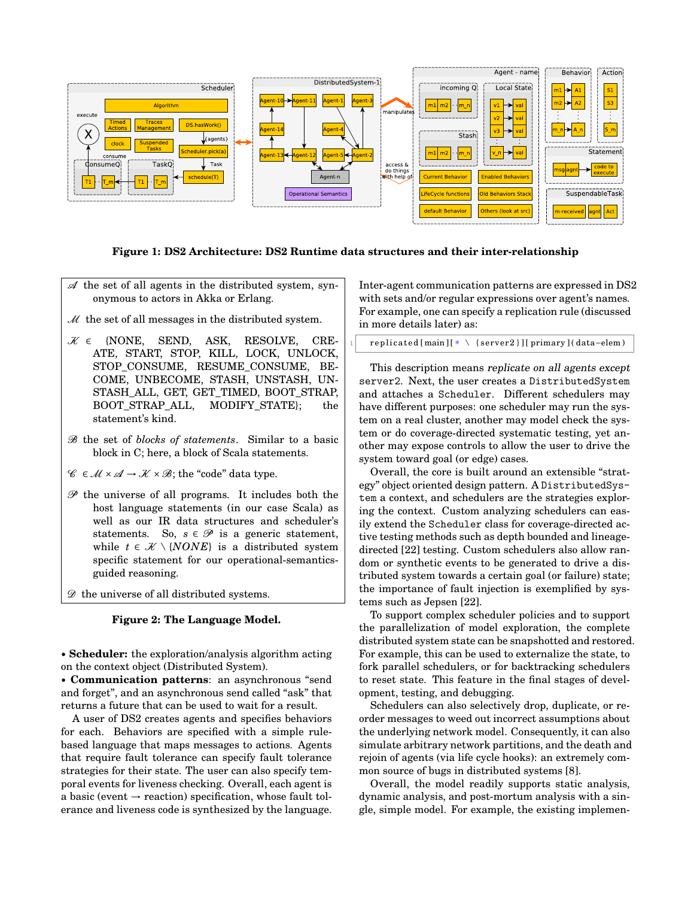**Figure 1: DS2 Architecture: DS2 Runtime data structures and their inter-relationship**

> $\mathscr{A}$ the set of all agents in the distributed system, synonymous to actors in Akka or Erlang.
>
> $\mathscr{M}$ the set of all messages in the distributed system.
>
> $\mathscr{K} \in$ {NONE, SEND, ASK, RESOLVE, CREATE, START, STOP, KILL, LOCK, UNLOCK, STOP_CONSUME, RESUME_CONSUME, BECOME, UNBECOME, STASH, UNSTASH, UNSTASH_ALL, GET, GET_TIMED, BOOT_STRAP, BOOT_STRAP_ALL, MODIFY_STATE}; the statement's kind.
>
> $\mathscr{B}$ the set of *blocks of statements*. Similar to a basic block in C; here, a block of Scala statements.
>
> $\mathscr{C} \in \mathscr{M} \times \mathscr{A} \to \mathscr{K} \times \mathscr{B}$; the "code" data type.
>
> $\mathscr{P}$ the universe of all programs. It includes both the host language statements (in our case Scala) as well as our IR data structures and scheduler's statements. So, $s \in \mathscr{P}$ is a generic statement, while $t \in \mathscr{K} \setminus \{NONE\}$ is a distributed system specific statement for our operational-semantics-guided reasoning.
>
> $\mathscr{D}$ the universe of all distributed systems.

**Figure 2: The Language Model.**

- **Scheduler:** the exploration/analysis algorithm acting on the context object (Distributed System).
- **Communication patterns**: an asynchronous "send and forget", and an asynchronous send called "ask" that returns a future that can be used to wait for a result.

A user of DS2 creates agents and specifies behaviors for each. Behaviors are specified with a simple rule-based language that maps messages to actions. Agents that require fault tolerance can specify fault tolerance strategies for their state. The user can also specify temporal events for liveness checking. Overall, each agent is a basic (event → reaction) specification, whose fault tolerance and liveness code is synthesized by the language.

Inter-agent communication patterns are expressed in DS2 with sets and/or regular expressions over agent's names. For example, one can specify a replication rule (discussed in more details later) as:

```
replicated[main][* \ {server2}][primary](data-elem)
```

This description means *replicate on all agents except* `server2`. Next, the user creates a `DistributedSystem` and attaches a `Scheduler`. Different schedulers may have different purposes: one scheduler may run the system on a real cluster, another may model check the system or do coverage-directed systematic testing, yet another may expose controls to allow the user to drive the system toward goal (or edge) cases.

Overall, the core is built around an extensible "strategy" object oriented design pattern. A `DistributedSystem` a context, and schedulers are the strategies exploring the context. Custom analyzing schedulers can easily extend the `Scheduler` class for coverage-directed active testing methods such as depth bounded and lineage-directed [22] testing. Custom schedulers also allow random or synthetic events to be generated to drive a distributed system towards a certain goal (or failure) state; the importance of fault injection is exemplified by systems such as Jepsen [22].

To support complex scheduler policies and to support the parallelization of model exploration, the complete distributed system state can be snapshotted and restored. For example, this can be used to externalize the state, to fork parallel schedulers, or for backtracking schedulers to reset state. This feature in the final stages of development, testing, and debugging.

Schedulers can also selectively drop, duplicate, or reorder messages to weed out incorrect assumptions about the underlying network model. Consequently, it can also simulate arbitrary network partitions, and the death and rejoin of agents (via life cycle hooks): an extremely common source of bugs in distributed systems [8].

Overall, the model readily supports static analysis, dynamic analysis, and post-mortum analysis with a single, simple model. For example, the existing implemen-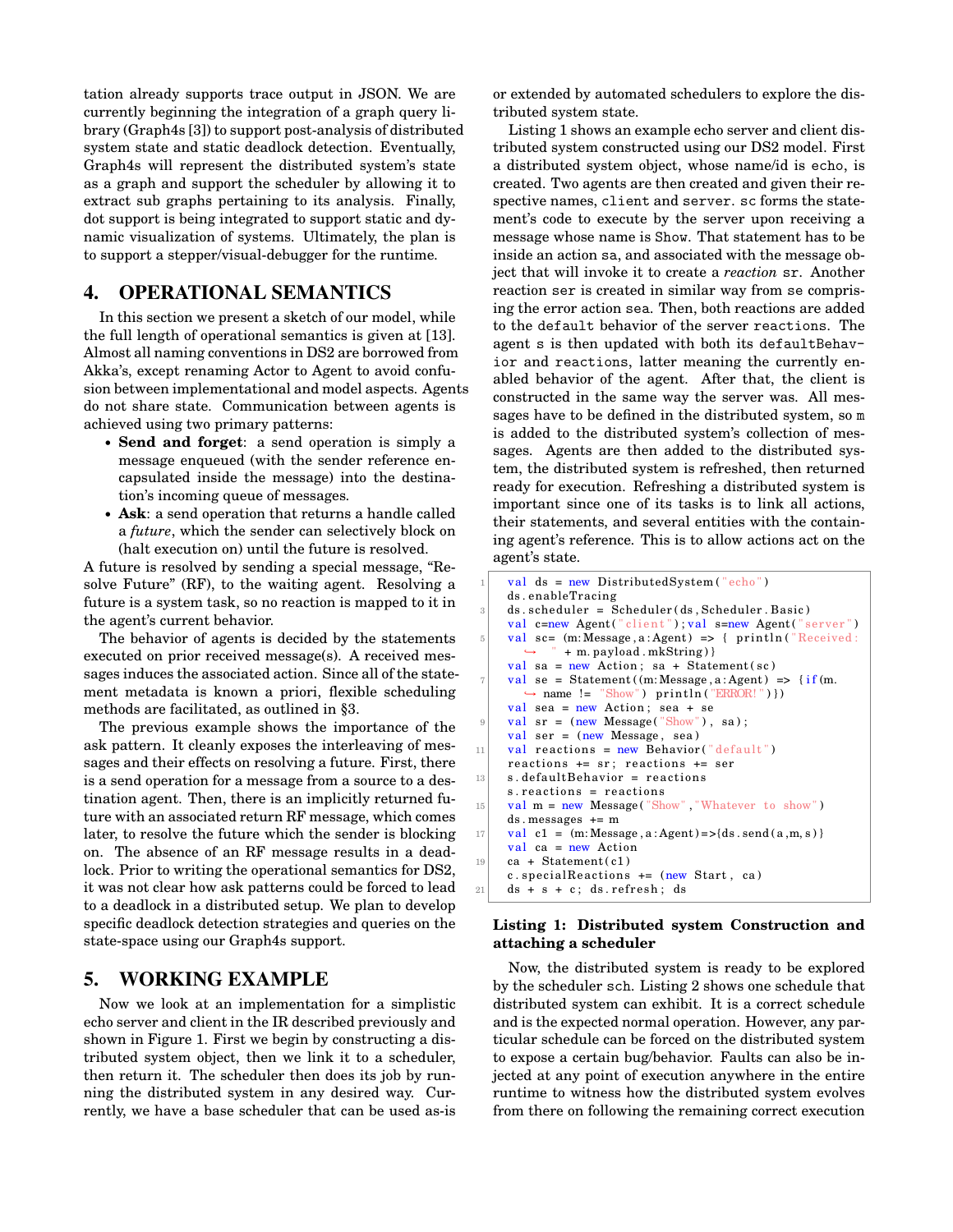tation already supports trace output in JSON. We are currently beginning the integration of a graph query library (Graph4s [3]) to support post-analysis of distributed system state and static deadlock detection. Eventually, Graph4s will represent the distributed system's state as a graph and support the scheduler by allowing it to extract sub graphs pertaining to its analysis. Finally, dot support is being integrated to support static and dynamic visualization of systems. Ultimately, the plan is to support a stepper/visual-debugger for the runtime.

## 4. OPERATIONAL SEMANTICS

In this section we present a sketch of our model, while the full length of operational semantics is given at [13]. Almost all naming conventions in DS2 are borrowed from Akka's, except renaming Actor to Agent to avoid confusion between implementational and model aspects. Agents do not share state. Communication between agents is achieved using two primary patterns:

- **Send and forget**: a send operation is simply a message enqueued (with the sender reference encapsulated inside the message) into the destination's incoming queue of messages.
- **Ask**: a send operation that returns a handle called a *future*, which the sender can selectively block on (halt execution on) until the future is resolved.

A future is resolved by sending a special message, "Resolve Future" (RF), to the waiting agent. Resolving a future is a system task, so no reaction is mapped to it in the agent's current behavior.

The behavior of agents is decided by the statements executed on prior received message(s). A received messages induces the associated action. Since all of the statement metadata is known a priori, flexible scheduling methods are facilitated, as outlined in §3.

The previous example shows the importance of the ask pattern. It cleanly exposes the interleaving of messages and their effects on resolving a future. First, there is a send operation for a message from a source to a destination agent. Then, there is an implicitly returned future with an associated return RF message, which comes later, to resolve the future which the sender is blocking on. The absence of an RF message results in a deadlock. Prior to writing the operational semantics for DS2, it was not clear how ask patterns could be forced to lead to a deadlock in a distributed setup. We plan to develop specific deadlock detection strategies and queries on the state-space using our Graph4s support.

## 5. WORKING EXAMPLE

Now we look at an implementation for a simplistic echo server and client in the IR described previously and shown in Figure 1. First we begin by constructing a distributed system object, then we link it to a scheduler, then return it. The scheduler then does its job by running the distributed system in any desired way. Currently, we have a base scheduler that can be used as-is or extended by automated schedulers to explore the distributed system state.

Listing 1 shows an example echo server and client distributed system constructed using our DS2 model. First a distributed system object, whose name/id is `echo`, is created. Two agents are then created and given their respective names, `client` and `server`. `sc` forms the statement's code to execute by the server upon receiving a message whose name is `Show`. That statement has to be inside an action `sa`, and associated with the message object that will invoke it to create a *reaction* `sr`. Another reaction `ser` is created in similar way from `se` comprising the error action `sea`. Then, both reactions are added to the `default` behavior of the server `reactions`. The agent `s` is then updated with both its `defaultBehavior` and `reactions`, latter meaning the currently enabled behavior of the agent. After that, the client is constructed in the same way the server was. All messages have to be defined in the distributed system, so `m` is added to the distributed system's collection of messages. Agents are then added to the distributed system, the distributed system is refreshed, then returned ready for execution. Refreshing a distributed system is important since one of its tasks is to link all actions, their statements, and several entities with the containing agent's reference. This is to allow actions act on the agent's state.

```
val ds = new DistributedSystem("echo")
ds.enableTracing
ds.scheduler = Scheduler(ds,Scheduler.Basic)
val c=new Agent("client");val s=new Agent("server")
val sc= (m:Message,a:Agent) => { println("Received: 
    " + m.payload.mkString)}
val sa = new Action; sa + Statement(sc)
val se = Statement((m:Message,a:Agent) => {if(m.
    name != "Show") println("ERROR!")})
val sea = new Action; sea + se
val sr = (new Message("Show"), sa);
val ser = (new Message, sea)
val reactions = new Behavior("default")
reactions += sr; reactions += ser
s.defaultBehavior = reactions
s.reactions = reactions
val m = new Message("Show","Whatever to show")
ds.messages += m
val c1 = (m:Message,a:Agent)=>{ds.send(a,m,s)}
val ca = new Action
ca + Statement(c1)
c.specialReactions += (new Start, ca)
ds + s + c; ds.refresh; ds
```

**Listing 1: Distributed system Construction and attaching a scheduler**

Now, the distributed system is ready to be explored by the scheduler `sch`. Listing 2 shows one schedule that distributed system can exhibit. It is a correct schedule and is the expected normal operation. However, any particular schedule can be forced on the distributed system to expose a certain bug/behavior. Faults can also be injected at any point of execution anywhere in the entire runtime to witness how the distributed system evolves from there on following the remaining correct execution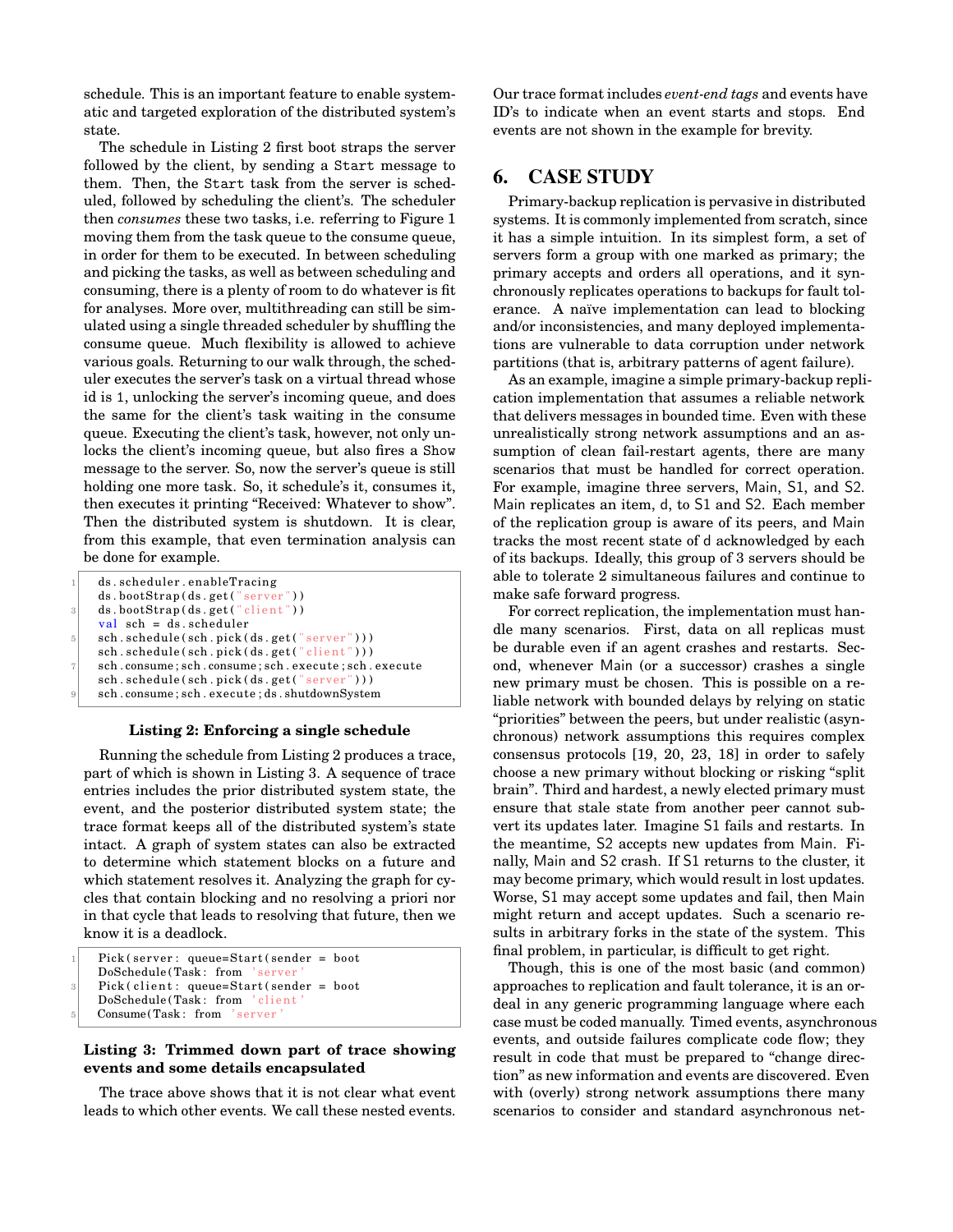schedule. This is an important feature to enable systematic and targeted exploration of the distributed system's state.

The schedule in Listing 2 first boot straps the server followed by the client, by sending a `Start` message to them. Then, the `Start` task from the server is scheduled, followed by scheduling the client's. The scheduler then *consumes* these two tasks, i.e. referring to Figure 1 moving them from the task queue to the consume queue, in order for them to be executed. In between scheduling and picking the tasks, as well as between scheduling and consuming, there is a plenty of room to do whatever is fit for analyses. More over, multithreading can still be simulated using a single threaded scheduler by shuffling the consume queue. Much flexibility is allowed to achieve various goals. Returning to our walk through, the scheduler executes the server's task on a virtual thread whose id is 1, unlocking the server's incoming queue, and does the same for the client's task waiting in the consume queue. Executing the client's task, however, not only unlocks the client's incoming queue, but also fires a `Show` message to the server. So, now the server's queue is still holding one more task. So, it schedule's it, consumes it, then executes it printing "Received: Whatever to show". Then the distributed system is shutdown. It is clear, from this example, that even termination analysis can be done for example.

```
ds.scheduler.enableTracing
ds.bootStrap(ds.get("server"))
ds.bootStrap(ds.get("client"))
val sch = ds.scheduler
sch.schedule(sch.pick(ds.get("server")))
sch.schedule(sch.pick(ds.get("client")))
sch.consume;sch.consume;sch.execute;sch.execute
sch.schedule(sch.pick(ds.get("server")))
sch.consume;sch.execute;ds.shutdownSystem
```

**Listing 2: Enforcing a single schedule**

Running the schedule from Listing 2 produces a trace, part of which is shown in Listing 3. A sequence of trace entries includes the prior distributed system state, the event, and the posterior distributed system state; the trace format keeps all of the distributed system's state intact. A graph of system states can also be extracted to determine which statement blocks on a future and which statement resolves it. Analyzing the graph for cycles that contain blocking and no resolving a priori nor in that cycle that leads to resolving that future, then we know it is a deadlock.

```
Pick(server: queue=Start(sender = boot
DoSchedule(Task: from 'server'
Pick(client: queue=Start(sender = boot
DoSchedule(Task: from 'client'
Consume(Task: from 'server'
```

**Listing 3: Trimmed down part of trace showing events and some details encapsulated**

The trace above shows that it is not clear what event leads to which other events. We call these nested events. Our trace format includes *event-end tags* and events have ID's to indicate when an event starts and stops. End events are not shown in the example for brevity.

## 6. CASE STUDY

Primary-backup replication is pervasive in distributed systems. It is commonly implemented from scratch, since it has a simple intuition. In its simplest form, a set of servers form a group with one marked as primary; the primary accepts and orders all operations, and it synchronously replicates operations to backups for fault tolerance. A naïve implementation can lead to blocking and/or inconsistencies, and many deployed implementations are vulnerable to data corruption under network partitions (that is, arbitrary patterns of agent failure).

As an example, imagine a simple primary-backup replication implementation that assumes a reliable network that delivers messages in bounded time. Even with these unrealistically strong network assumptions and an assumption of clean fail-restart agents, there are many scenarios that must be handled for correct operation. For example, imagine three servers, Main, S1, and S2. Main replicates an item, d, to S1 and S2. Each member of the replication group is aware of its peers, and Main tracks the most recent state of d acknowledged by each of its backups. Ideally, this group of 3 servers should be able to tolerate 2 simultaneous failures and continue to make safe forward progress.

For correct replication, the implementation must handle many scenarios. First, data on all replicas must be durable even if an agent crashes and restarts. Second, whenever Main (or a successor) crashes a single new primary must be chosen. This is possible on a reliable network with bounded delays by relying on static "priorities" between the peers, but under realistic (asynchronous) network assumptions this requires complex consensus protocols [19, 20, 23, 18] in order to safely choose a new primary without blocking or risking "split brain". Third and hardest, a newly elected primary must ensure that stale state from another peer cannot subvert its updates later. Imagine S1 fails and restarts. In the meantime, S2 accepts new updates from Main. Finally, Main and S2 crash. If S1 returns to the cluster, it may become primary, which would result in lost updates. Worse, S1 may accept some updates and fail, then Main might return and accept updates. Such a scenario results in arbitrary forks in the state of the system. This final problem, in particular, is difficult to get right.

Though, this is one of the most basic (and common) approaches to replication and fault tolerance, it is an ordeal in any generic programming language where each case must be coded manually. Timed events, asynchronous events, and outside failures complicate code flow; they result in code that must be prepared to "change direction" as new information and events are discovered. Even with (overly) strong network assumptions there many scenarios to consider and standard asynchronous net-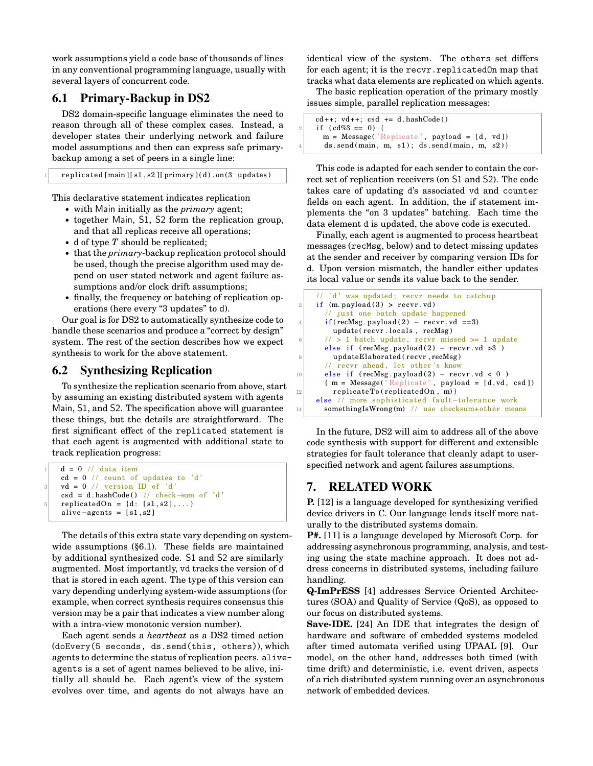work assumptions yield a code base of thousands of lines in any conventional programming language, usually with several layers of concurrent code.

## 6.1 Primary-Backup in DS2

DS2 domain-specific language eliminates the need to reason through all of these complex cases. Instead, a developer states their underlying network and failure model assumptions and then can express safe primary-backup among a set of peers in a single line:

```
replicated[main][s1,s2][primary](d).on(3 updates)
```

This declarative statement indicates replication

- with Main initially as the *primary* agent;
- together Main, S1, S2 form the replication group, and that all replicas receive all operations;
- d of type $T$ should be replicated;
- that the *primary*-backup replication protocol should be used, though the precise algorithm used may depend on user stated network and agent failure assumptions and/or clock drift assumptions;
- finally, the frequency or batching of replication operations (here every "3 updates" to d).

Our goal is for DS2 to automatically synthesize code to handle these scenarios and produce a "correct by design" system. The rest of the section describes how we expect synthesis to work for the above statement.

## 6.2 Synthesizing Replication

To synthesize the replication scenario from above, start by assuming an existing distributed system with agents Main, S1, and S2. The specification above will guarantee these things, but the details are straightforward. The first significant effect of the replicated statement is that each agent is augmented with additional state to track replication progress:

```
d = 0 // data item
cd = 0 // count of updates to 'd'
vd = 0 // version ID of 'd'
csd = d.hashCode() // check-sum of 'd'
replicatedOn = {d: [s1,s2],...}
alive-agents = [s1,s2]
```

The details of this extra state vary depending on system-wide assumptions (§6.1). These fields are maintained by additional synthesized code. S1 and S2 are similarly augmented. Most importantly, vd tracks the version of d that is stored in each agent. The type of this version can vary depending underlying system-wide assumptions (for example, when correct synthesis requires consensus this version may be a pair that indicates a view number along with a intra-view monotonic version number).

Each agent sends a *heartbeat* as a DS2 timed action (doEvery(5 seconds, ds.send(this, others)), which agents to determine the status of replication peers. alive-agents is a set of agent names believed to be alive, initially all should be. Each agent's view of the system evolves over time, and agents do not always have an identical view of the system. The others set differs for each agent; it is the recvr.replicatedOn map that tracks what data elements are replicated on which agents.

The basic replication operation of the primary mostly issues simple, parallel replication messages:

```
cd++; vd++; csd += d.hashCode()
if (cd%3 == 0) {
  m = Message("Replicate", payload = [d, vd])
  ds.send(main, m, s1); ds.send(main, m, s2)}
```

This code is adapted for each sender to contain the correct set of replication receivers (on S1 and S2). The code takes care of updating d's associated vd and counter fields on each agent. In addition, the if statement implements the "on 3 updates" batching. Each time the data element d is updated, the above code is executed.

Finally, each agent is augmented to process heartbeat messages (recMsg, below) and to detect missing updates at the sender and receiver by comparing version IDs for d. Upon version mismatch, the handler either updates its local value or sends its value back to the sender.

```
// 'd' was updated; recvr needs to catchup
if (m.payload(3) > recvr.vd)
  // just one batch update happened
  if(recMsg.payload(2) - recvr.vd ==3)
    update(recvr.locals, recMsg)
  // > 1 batch update, recvr missed >= 1 update
  else if (recMsg.payload(2) - recvr.vd >3 )
    updateElaborated(recvr,recMsg)
  // recvr ahead, let other's know
  else if (recMsg.payload(2) - recvr.vd < 0 )
  { m = Message("Replicate", payload = [d,vd, csd])
    replicateTo(replicatedOn, m)}
else // more sophisticated fault-tolerance work
  somethingIsWrong(m) // use checksum+other means
```

In the future, DS2 will aim to address all of the above code synthesis with support for different and extensible strategies for fault tolerance that cleanly adapt to user-specified network and agent failures assumptions.

# 7. RELATED WORK

**P.** [12] is a language developed for synthesizing verified device drivers in C. Our language lends itself more naturally to the distributed systems domain.

**P#.** [11] is a language developed by Microsoft Corp. for addressing asynchronous programming, analysis, and testing using the state machine approach. It does not address concerns in distributed systems, including failure handling.

**Q-ImPrESS** [4] addresses Service Oriented Architectures (SOA) and Quality of Service (QoS), as opposed to our focus on distributed systems.

**Save-IDE.** [24] An IDE that integrates the design of hardware and software of embedded systems modeled after timed automata verified using UPAAL [9]. Our model, on the other hand, addresses both timed (with time drift) and deterministic, i.e. event driven, aspects of a rich distributed system running over an asynchronous network of embedded devices.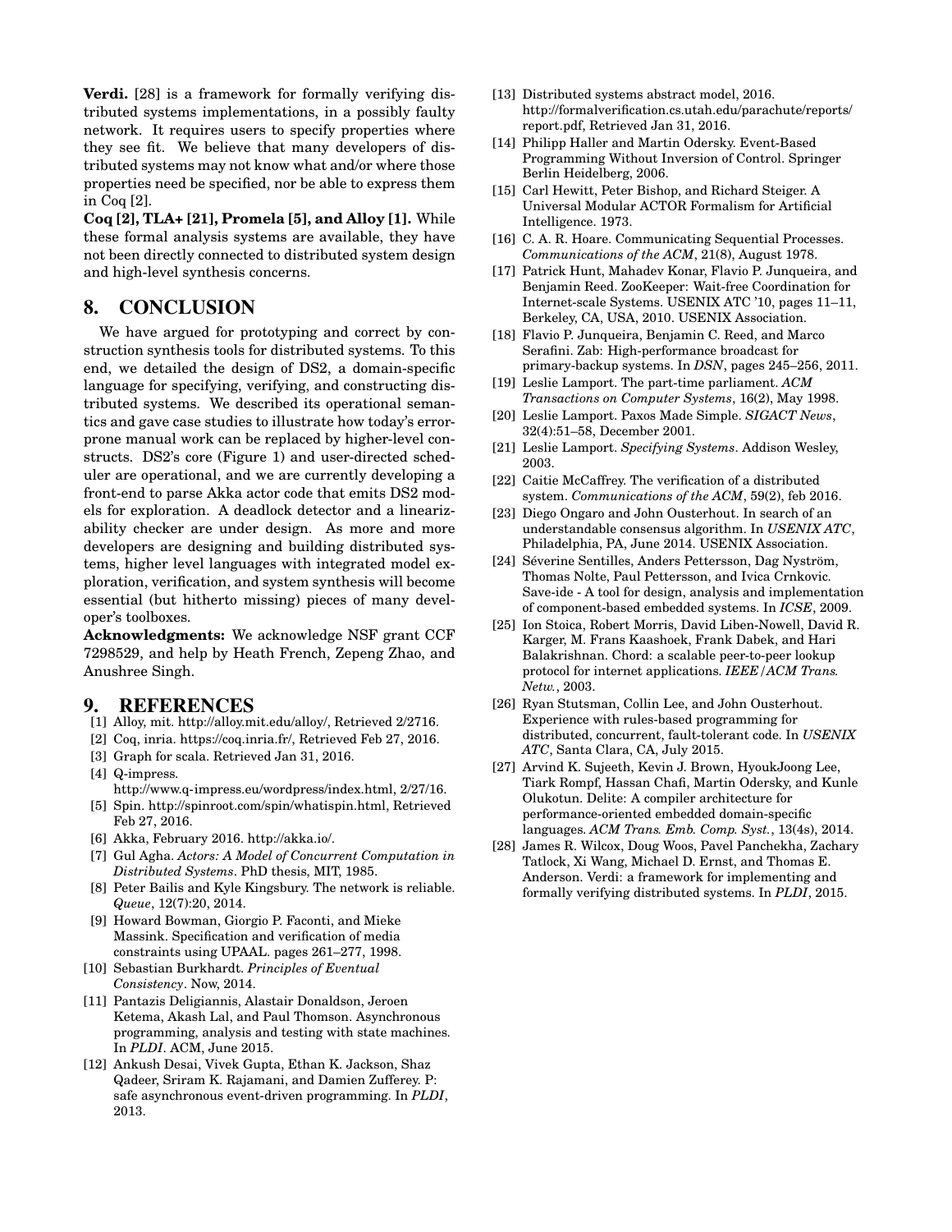**Verdi.** [28] is a framework for formally verifying distributed systems implementations, in a possibly faulty network. It requires users to specify properties where they see fit. We believe that many developers of distributed systems may not know what and/or where those properties need be specified, nor be able to express them in Coq [2].

**Coq [2], TLA+ [21], Promela [5], and Alloy [1].** While these formal analysis systems are available, they have not been directly connected to distributed system design and high-level synthesis concerns.

## 8. CONCLUSION

We have argued for prototyping and correct by construction synthesis tools for distributed systems. To this end, we detailed the design of DS2, a domain-specific language for specifying, verifying, and constructing distributed systems. We described its operational semantics and gave case studies to illustrate how today's error-prone manual work can be replaced by higher-level constructs. DS2's core (Figure 1) and user-directed scheduler are operational, and we are currently developing a front-end to parse Akka actor code that emits DS2 models for exploration. A deadlock detector and a linearizability checker are under design. As more and more developers are designing and building distributed systems, higher level languages with integrated model exploration, verification, and system synthesis will become essential (but hitherto missing) pieces of many developer's toolboxes.

**Acknowledgments:** We acknowledge NSF grant CCF 7298529, and help by Heath French, Zepeng Zhao, and Anushree Singh.

## 9. REFERENCES

[1] Alloy, mit. http://alloy.mit.edu/alloy/, Retrieved 2/2716.

[2] Coq, inria. https://coq.inria.fr/, Retrieved Feb 27, 2016.

[3] Graph for scala. Retrieved Jan 31, 2016.

[4] Q-impress. http://www.q-impress.eu/wordpress/index.html, 2/27/16.

[5] Spin. http://spinroot.com/spin/whatisspin.html, Retrieved Feb 27, 2016.

[6] Akka, February 2016. http://akka.io/.

[7] Gul Agha. *Actors: A Model of Concurrent Computation in Distributed Systems*. PhD thesis, MIT, 1985.

[8] Peter Bailis and Kyle Kingsbury. The network is reliable. *Queue*, 12(7):20, 2014.

[9] Howard Bowman, Giorgio P. Faconti, and Mieke Massink. Specification and verification of media constraints using UPAAL. pages 261–277, 1998.

[10] Sebastian Burkhardt. *Principles of Eventual Consistency*. Now, 2014.

[11] Pantazis Deligiannis, Alastair Donaldson, Jeroen Ketema, Akash Lal, and Paul Thomson. Asynchronous programming, analysis and testing with state machines. In *PLDI*. ACM, June 2015.

[12] Ankush Desai, Vivek Gupta, Ethan K. Jackson, Shaz Qadeer, Sriram K. Rajamani, and Damien Zufferey. P: safe asynchronous event-driven programming. In *PLDI*, 2013.

[13] Distributed systems abstract model, 2016. http://formalverification.cs.utah.edu/parachute/reports/report.pdf, Retrieved Jan 31, 2016.

[14] Philipp Haller and Martin Odersky. Event-Based Programming Without Inversion of Control. Springer Berlin Heidelberg, 2006.

[15] Carl Hewitt, Peter Bishop, and Richard Steiger. A Universal Modular ACTOR Formalism for Artificial Intelligence. 1973.

[16] C. A. R. Hoare. Communicating Sequential Processes. *Communications of the ACM*, 21(8), August 1978.

[17] Patrick Hunt, Mahadev Konar, Flavio P. Junqueira, and Benjamin Reed. ZooKeeper: Wait-free Coordination for Internet-scale Systems. USENIX ATC '10, pages 11–11, Berkeley, CA, USA, 2010. USENIX Association.

[18] Flavio P. Junqueira, Benjamin C. Reed, and Marco Serafini. Zab: High-performance broadcast for primary-backup systems. In *DSN*, pages 245–256, 2011.

[19] Leslie Lamport. The part-time parliament. *ACM Transactions on Computer Systems*, 16(2), May 1998.

[20] Leslie Lamport. Paxos Made Simple. *SIGACT News*, 32(4):51–58, December 2001.

[21] Leslie Lamport. *Specifying Systems*. Addison Wesley, 2003.

[22] Caitie McCaffrey. The verification of a distributed system. *Communications of the ACM*, 59(2), feb 2016.

[23] Diego Ongaro and John Ousterhout. In search of an understandable consensus algorithm. In *USENIX ATC*, Philadelphia, PA, June 2014. USENIX Association.

[24] Séverine Sentilles, Anders Pettersson, Dag Nyström, Thomas Nolte, Paul Pettersson, and Ivica Crnkovic. Save-ide - A tool for design, analysis and implementation of component-based embedded systems. In *ICSE*, 2009.

[25] Ion Stoica, Robert Morris, David Liben-Nowell, David R. Karger, M. Frans Kaashoek, Frank Dabek, and Hari Balakrishnan. Chord: a scalable peer-to-peer lookup protocol for internet applications. *IEEE/ACM Trans. Netw.*, 2003.

[26] Ryan Stutsman, Collin Lee, and John Ousterhout. Experience with rules-based programming for distributed, concurrent, fault-tolerant code. In *USENIX ATC*, Santa Clara, CA, July 2015.

[27] Arvind K. Sujeeth, Kevin J. Brown, HyoukJoong Lee, Tiark Rompf, Hassan Chafi, Martin Odersky, and Kunle Olukotun. Delite: A compiler architecture for performance-oriented embedded domain-specific languages. *ACM Trans. Emb. Comp. Syst.*, 13(4s), 2014.

[28] James R. Wilcox, Doug Woos, Pavel Panchekha, Zachary Tatlock, Xi Wang, Michael D. Ernst, and Thomas E. Anderson. Verdi: a framework for implementing and formally verifying distributed systems. In *PLDI*, 2015.